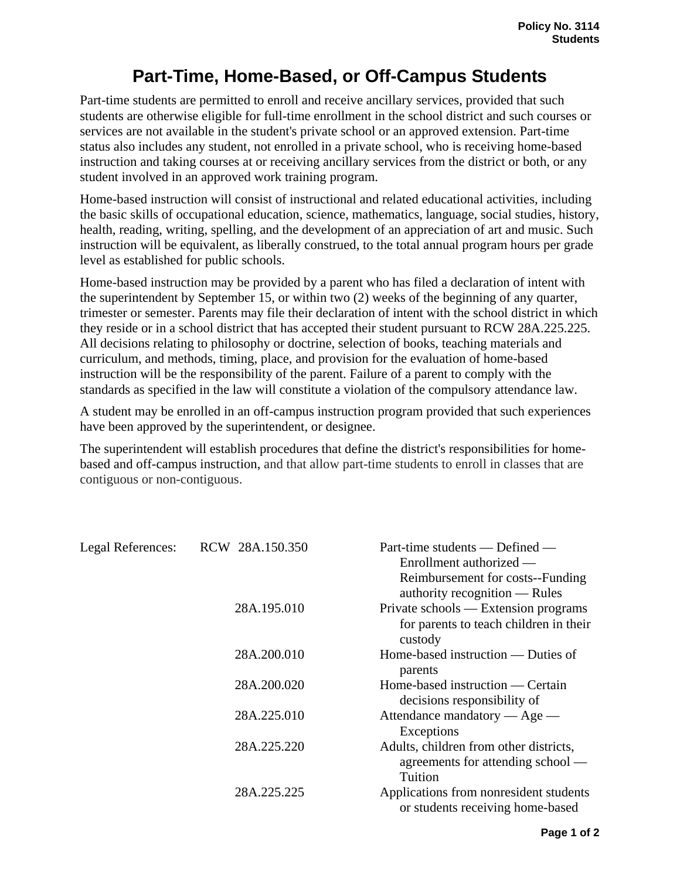**Policy No. 3114**
**Students**

# Part-Time, Home-Based, or Off-Campus Students

Part-time students are permitted to enroll and receive ancillary services, provided that such students are otherwise eligible for full-time enrollment in the school district and such courses or services are not available in the student's private school or an approved extension. Part-time status also includes any student, not enrolled in a private school, who is receiving home-based instruction and taking courses at or receiving ancillary services from the district or both, or any student involved in an approved work training program.

Home-based instruction will consist of instructional and related educational activities, including the basic skills of occupational education, science, mathematics, language, social studies, history, health, reading, writing, spelling, and the development of an appreciation of art and music. Such instruction will be equivalent, as liberally construed, to the total annual program hours per grade level as established for public schools.

Home-based instruction may be provided by a parent who has filed a declaration of intent with the superintendent by September 15, or within two (2) weeks of the beginning of any quarter, trimester or semester. Parents may file their declaration of intent with the school district in which they reside or in a school district that has accepted their student pursuant to RCW 28A.225.225. All decisions relating to philosophy or doctrine, selection of books, teaching materials and curriculum, and methods, timing, place, and provision for the evaluation of home-based instruction will be the responsibility of the parent. Failure of a parent to comply with the standards as specified in the law will constitute a violation of the compulsory attendance law.

A student may be enrolled in an off-campus instruction program provided that such experiences have been approved by the superintendent, or designee.

The superintendent will establish procedures that define the district's responsibilities for home-based and off-campus instruction, and that allow part-time students to enroll in classes that are contiguous or non-contiguous.

| Legal References: | | |
|---|---|---|
| | RCW 28A.150.350 | Part-time students — Defined — Enrollment authorized — Reimbursement for costs--Funding authority recognition — Rules |
| | 28A.195.010 | Private schools — Extension programs for parents to teach children in their custody |
| | 28A.200.010 | Home-based instruction — Duties of parents |
| | 28A.200.020 | Home-based instruction — Certain decisions responsibility of |
| | 28A.225.010 | Attendance mandatory — Age — Exceptions |
| | 28A.225.220 | Adults, children from other districts, agreements for attending school — Tuition |
| | 28A.225.225 | Applications from nonresident students or students receiving home-based |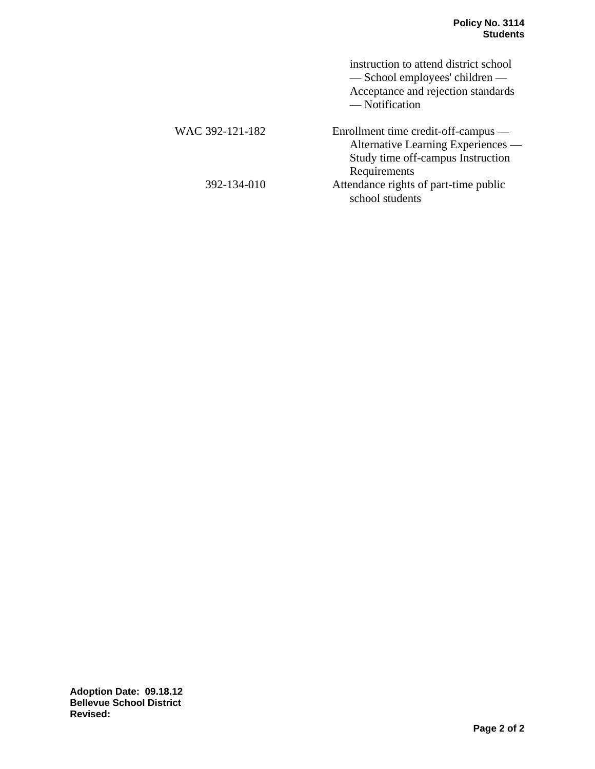| | |
|---|---|
| | instruction to attend district school — School employees' children — Acceptance and rejection standards — Notification |
| WAC 392-121-182 | Enrollment time credit-off-campus — Alternative Learning Experiences — Study time off-campus Instruction Requirements |
| 392-134-010 | Attendance rights of part-time public school students |

**Adoption Date: 09.18.12**
**Bellevue School District**
**Revised:**